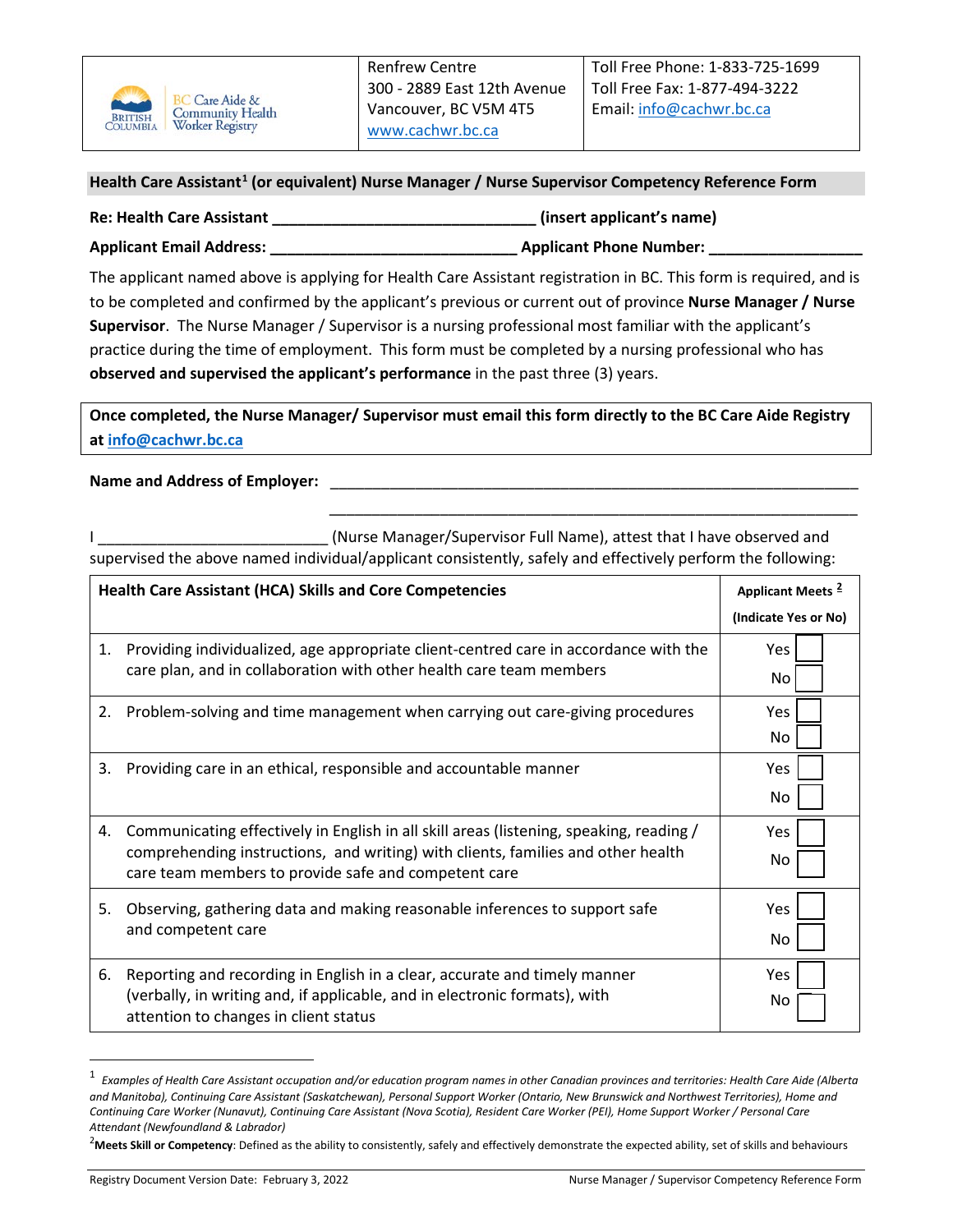| BC Care Aide & Community Health Worker Registry | Renfrew Centre<br>300 - 2889 East 12th Avenue<br>Vancouver, BC V5M 4T5<br>www.cachwr.bc.ca | Toll Free Phone: 1-833-725-1699<br>Toll Free Fax: 1-877-494-3222<br>Email: info@cachwr.bc.ca |
|---|---|---|

## Health Care Assistant[1] (or equivalent) Nurse Manager / Nurse Supervisor Competency Reference Form

**Re: Health Care Assistant _______________________________ (insert applicant's name)**

**Applicant Email Address: _____________________________ Applicant Phone Number: __________________**

The applicant named above is applying for Health Care Assistant registration in BC. This form is required, and is to be completed and confirmed by the applicant's previous or current out of province **Nurse Manager / Nurse Supervisor**. The Nurse Manager / Supervisor is a nursing professional most familiar with the applicant's practice during the time of employment. This form must be completed by a nursing professional who has **observed and supervised the applicant's performance** in the past three (3) years.

**Once completed, the Nurse Manager/ Supervisor must email this form directly to the BC Care Aide Registry at info@cachwr.bc.ca**

**Name and Address of Employer:** _________________________________________________________________

_________________________________________________________________

I ___________________________ (Nurse Manager/Supervisor Full Name), attest that I have observed and supervised the above named individual/applicant consistently, safely and effectively perform the following:

| Health Care Assistant (HCA) Skills and Core Competencies | Applicant Meets [2] (Indicate Yes or No) |
|---|---|
| 1. Providing individualized, age appropriate client-centred care in accordance with the care plan, and in collaboration with other health care team members | Yes ☐ No ☐ |
| 2. Problem-solving and time management when carrying out care-giving procedures | Yes ☐ No ☐ |
| 3. Providing care in an ethical, responsible and accountable manner | Yes ☐ No ☐ |
| 4. Communicating effectively in English in all skill areas (listening, speaking, reading / comprehending instructions, and writing) with clients, families and other health care team members to provide safe and competent care | Yes ☐ No ☐ |
| 5. Observing, gathering data and making reasonable inferences to support safe and competent care | Yes ☐ No ☐ |
| 6. Reporting and recording in English in a clear, accurate and timely manner (verbally, in writing and, if applicable, and in electronic formats), with attention to changes in client status | Yes ☐ No ☐ |

---

[1] *Examples of Health Care Assistant occupation and/or education program names in other Canadian provinces and territories: Health Care Aide (Alberta and Manitoba), Continuing Care Assistant (Saskatchewan), Personal Support Worker (Ontario, New Brunswick and Northwest Territories), Home and Continuing Care Worker (Nunavut), Continuing Care Assistant (Nova Scotia), Resident Care Worker (PEI), Home Support Worker / Personal Care Attendant (Newfoundland & Labrador)*

[2] **Meets Skill or Competency**: Defined as the ability to consistently, safely and effectively demonstrate the expected ability, set of skills and behaviours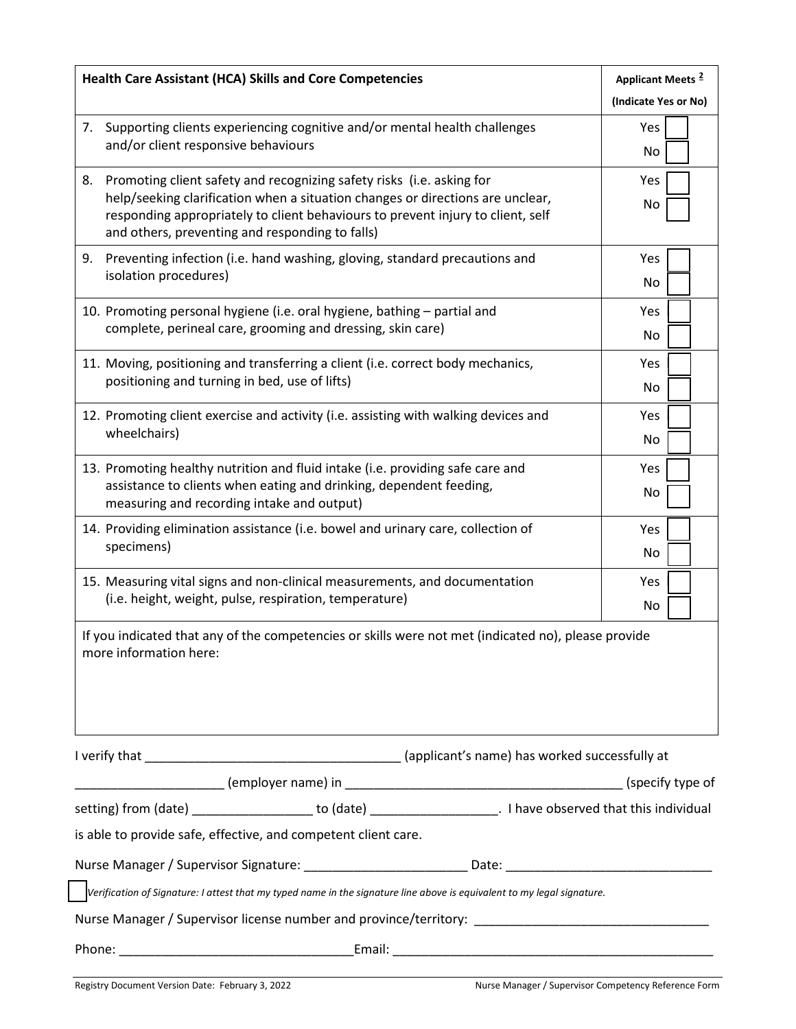| Health Care Assistant (HCA) Skills and Core Competencies | Applicant Meets [2] (Indicate Yes or No) |
|---|---|
| 7. Supporting clients experiencing cognitive and/or mental health challenges and/or client responsive behaviours | Yes ☐ No ☐ |
| 8. Promoting client safety and recognizing safety risks (i.e. asking for help/seeking clarification when a situation changes or directions are unclear, responding appropriately to client behaviours to prevent injury to client, self and others, preventing and responding to falls) | Yes ☐ No ☐ |
| 9. Preventing infection (i.e. hand washing, gloving, standard precautions and isolation procedures) | Yes ☐ No ☐ |
| 10. Promoting personal hygiene (i.e. oral hygiene, bathing – partial and complete, perineal care, grooming and dressing, skin care) | Yes ☐ No ☐ |
| 11. Moving, positioning and transferring a client (i.e. correct body mechanics, positioning and turning in bed, use of lifts) | Yes ☐ No ☐ |
| 12. Promoting client exercise and activity (i.e. assisting with walking devices and wheelchairs) | Yes ☐ No ☐ |
| 13. Promoting healthy nutrition and fluid intake (i.e. providing safe care and assistance to clients when eating and drinking, dependent feeding, measuring and recording intake and output) | Yes ☐ No ☐ |
| 14. Providing elimination assistance (i.e. bowel and urinary care, collection of specimens) | Yes ☐ No ☐ |
| 15. Measuring vital signs and non-clinical measurements, and documentation (i.e. height, weight, pulse, respiration, temperature) | Yes ☐ No ☐ |
| If you indicated that any of the competencies or skills were not met (indicated no), please provide more information here: | |

I verify that ____________________________________ (applicant's name) has worked successfully at ____________________ (employer name) in ______________________________________ (specify type of setting) from (date) ________________ to (date) _________________. I have observed that this individual is able to provide safe, effective, and competent client care.

Nurse Manager / Supervisor Signature: _______________________ Date: _____________________________

☐ *Verification of Signature: I attest that my typed name in the signature line above is equivalent to my legal signature.*

Nurse Manager / Supervisor license number and province/territory: _________________________________

Phone: _________________________________ Email: ______________________________________________

Registry Document Version Date: February 3, 2022 — Nurse Manager / Supervisor Competency Reference Form